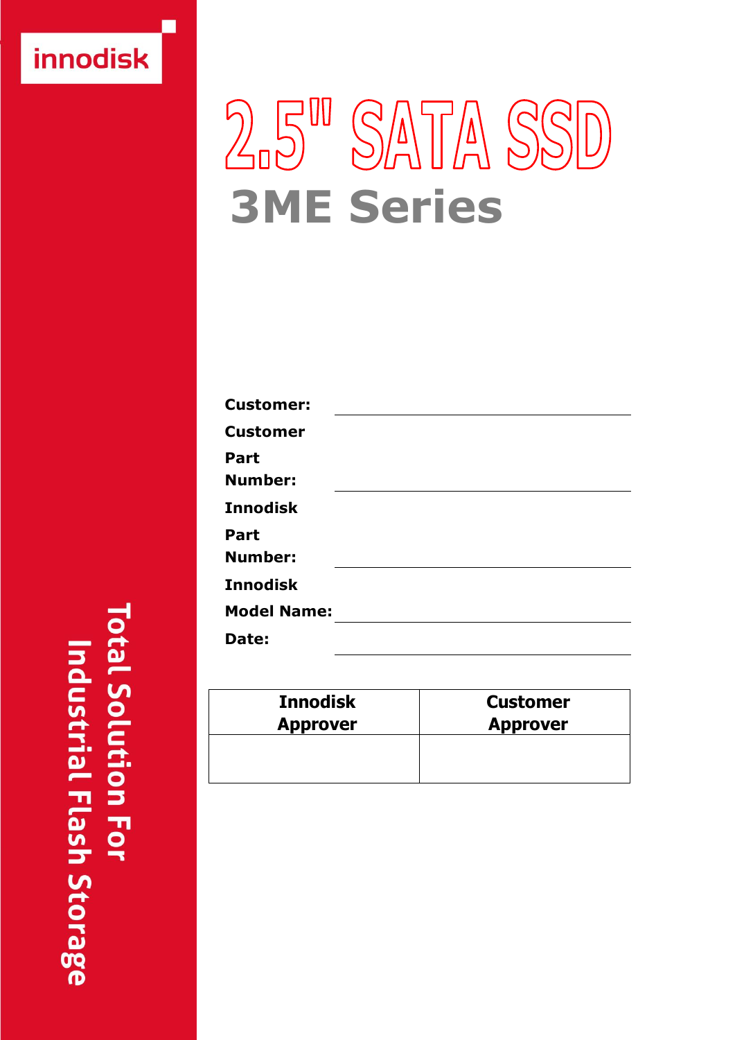innodisk

# 2.5" SATA SSD

## 3ME Series

**Customer:** ____________________

**Customer Part Number:** ____________________

**Innodisk Part Number:** ____________________

**Innodisk Model Name:** ____________________

**Date:** ____________________

| Innodisk Approver | Customer Approver |
|---|---|
| | |

**Total Solution For Industrial Flash Storage**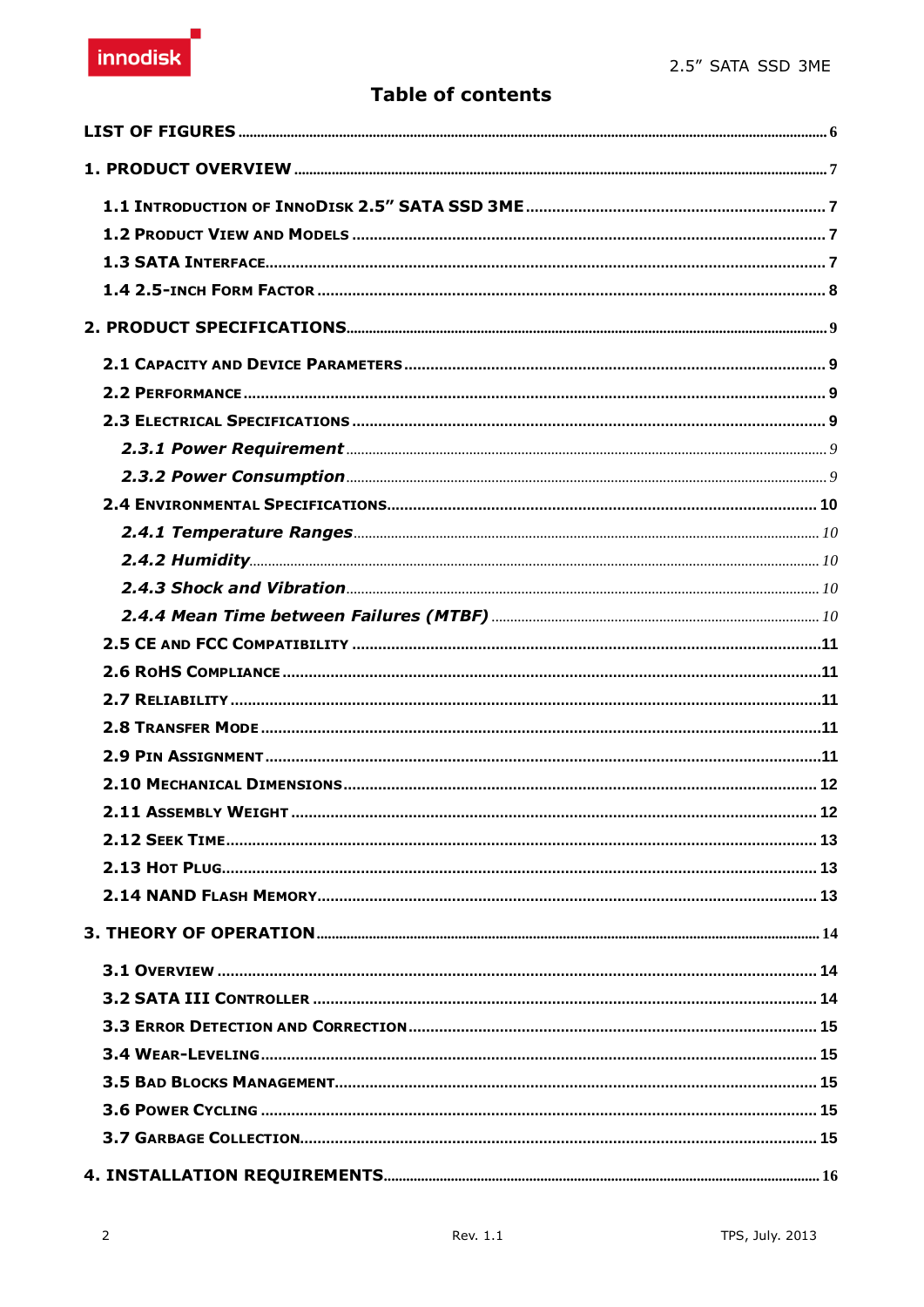# Table of contents

LIST OF FIGURES ........................................................................ 6

1. PRODUCT OVERVIEW ........................................................................ 7

- 1.1 INTRODUCTION OF INNODISK 2.5" SATA SSD 3ME ........................................ 7
- 1.2 PRODUCT VIEW AND MODELS ........................................................ 7
- 1.3 SATA INTERFACE ........................................................................ 7
- 1.4 2.5-INCH FORM FACTOR ........................................................ 8

2. PRODUCT SPECIFICATIONS ........................................................................ 9

- 2.1 CAPACITY AND DEVICE PARAMETERS ........................................................ 9
- 2.2 PERFORMANCE ........................................................................ 9
- 2.3 ELECTRICAL SPECIFICATIONS ........................................................ 9
  - *2.3.1 Power Requirement* ........................................................ 9
  - *2.3.2 Power Consumption* ........................................................ 9
- 2.4 ENVIRONMENTAL SPECIFICATIONS ........................................................ 10
  - *2.4.1 Temperature Ranges* ........................................................ 10
  - *2.4.2 Humidity* ........................................................ 10
  - *2.4.3 Shock and Vibration* ........................................................ 10
  - *2.4.4 Mean Time between Failures (MTBF)* ........................................................ 10
- 2.5 CE AND FCC COMPATIBILITY ........................................................ 11
- 2.6 ROHS COMPLIANCE ........................................................ 11
- 2.7 RELIABILITY ........................................................ 11
- 2.8 TRANSFER MODE ........................................................ 11
- 2.9 PIN ASSIGNMENT ........................................................ 11
- 2.10 MECHANICAL DIMENSIONS ........................................................ 12
- 2.11 ASSEMBLY WEIGHT ........................................................ 12
- 2.12 SEEK TIME ........................................................ 13
- 2.13 HOT PLUG ........................................................ 13
- 2.14 NAND FLASH MEMORY ........................................................ 13

3. THEORY OF OPERATION ........................................................................ 14

- 3.1 OVERVIEW ........................................................ 14
- 3.2 SATA III CONTROLLER ........................................................ 14
- 3.3 ERROR DETECTION AND CORRECTION ........................................................ 15
- 3.4 WEAR-LEVELING ........................................................ 15
- 3.5 BAD BLOCKS MANAGEMENT ........................................................ 15
- 3.6 POWER CYCLING ........................................................ 15
- 3.7 GARBAGE COLLECTION ........................................................ 15

4. INSTALLATION REQUIREMENTS ........................................................................ 16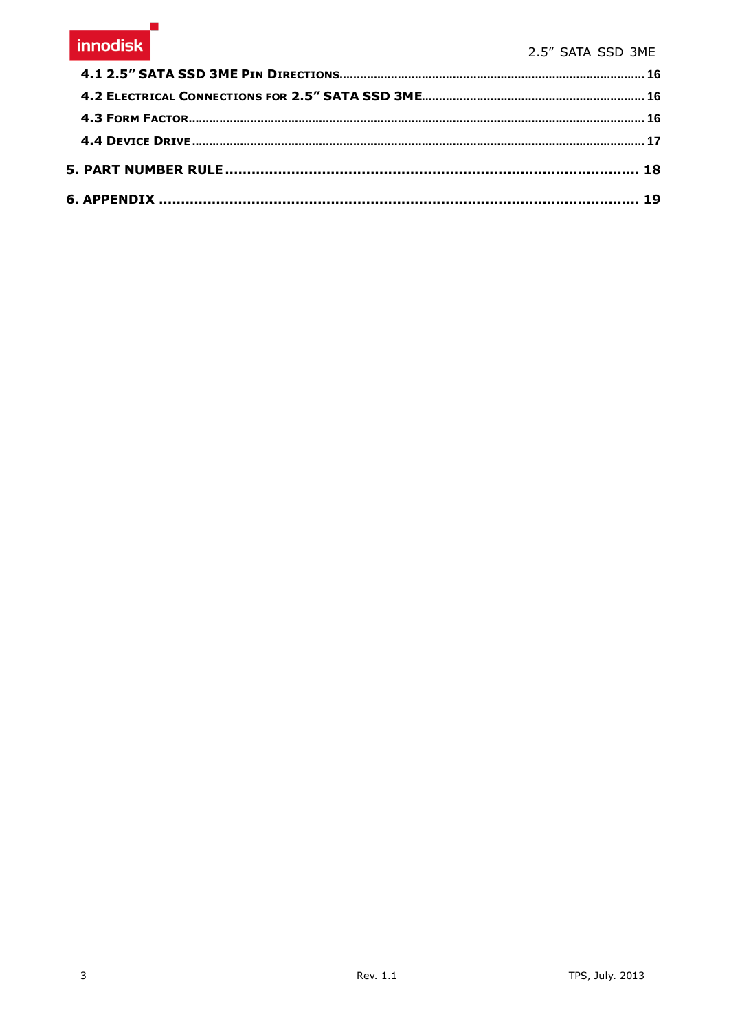**4.1 2.5" SATA SSD 3ME PIN DIRECTIONS** ........................................................................................ 16

**4.2 ELECTRICAL CONNECTIONS FOR 2.5" SATA SSD 3ME** ................................................................ 16

**4.3 FORM FACTOR** ........................................................................................................................ 16

**4.4 DEVICE DRIVE** ........................................................................................................................ 17

**5. PART NUMBER RULE** ............................................................................................ 18

**6. APPENDIX** ........................................................................................................... 19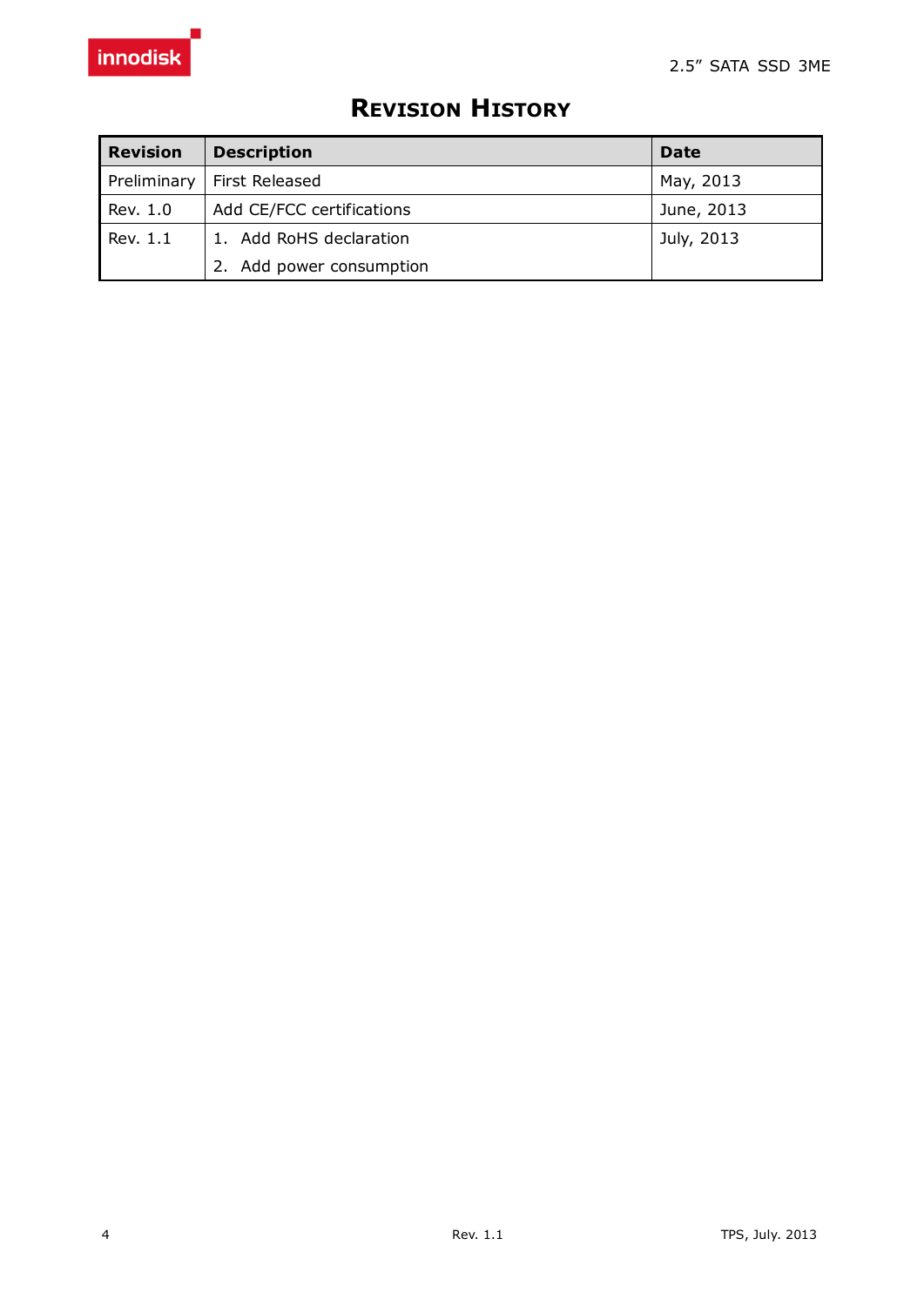# REVISION HISTORY

| Revision | Description | Date |
|---|---|---|
| Preliminary | First Released | May, 2013 |
| Rev. 1.0 | Add CE/FCC certifications | June, 2013 |
| Rev. 1.1 | 1. Add RoHS declaration<br>2. Add power consumption | July, 2013 |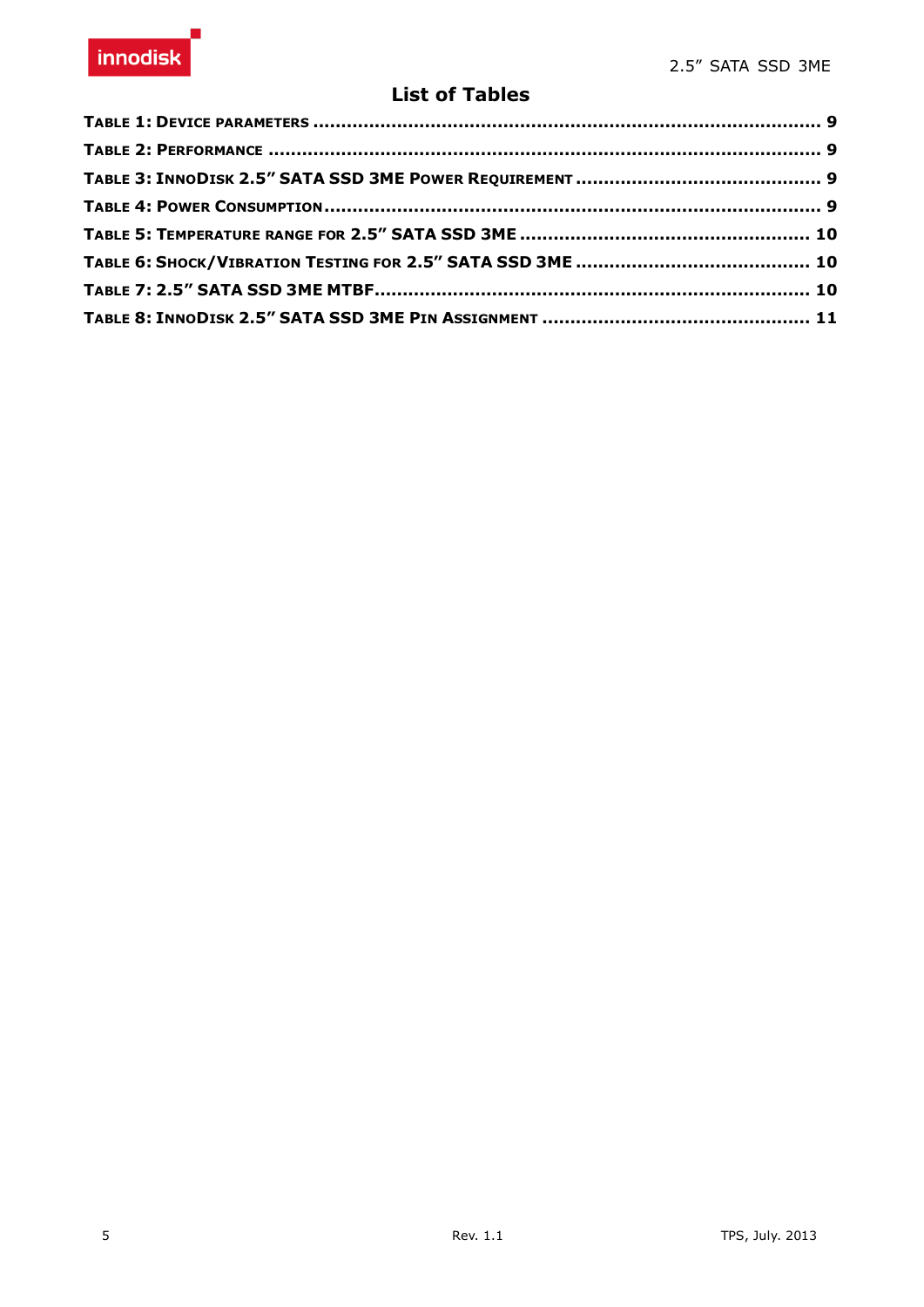## List of Tables

**TABLE 1: DEVICE PARAMETERS ........................................................................................ 9**

**TABLE 2: PERFORMANCE ................................................................................................ 9**

**TABLE 3: INNODISK 2.5" SATA SSD 3ME POWER REQUIREMENT ........................................... 9**

**TABLE 4: POWER CONSUMPTION ...................................................................................... 9**

**TABLE 5: TEMPERATURE RANGE FOR 2.5" SATA SSD 3ME .................................................. 10**

**TABLE 6: SHOCK/VIBRATION TESTING FOR 2.5" SATA SSD 3ME ......................................... 10**

**TABLE 7: 2.5" SATA SSD 3ME MTBF............................................................................ 10**

**TABLE 8: INNODISK 2.5" SATA SSD 3ME PIN ASSIGNMENT ............................................... 11**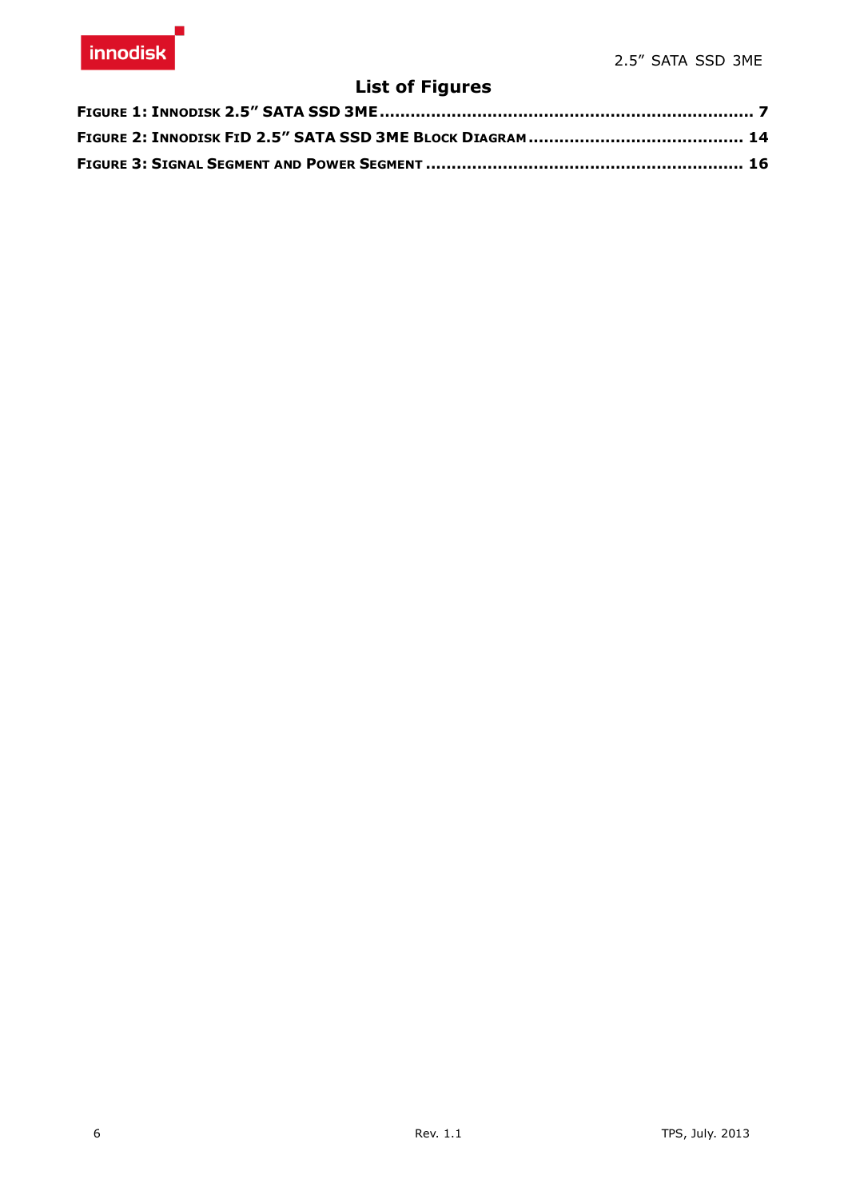## List of Figures

**FIGURE 1: INNODISK 2.5" SATA SSD 3ME ........................................................................ 7**

**FIGURE 2: INNODISK FID 2.5" SATA SSD 3ME BLOCK DIAGRAM ......................................... 14**

**FIGURE 3: SIGNAL SEGMENT AND POWER SEGMENT ............................................................ 16**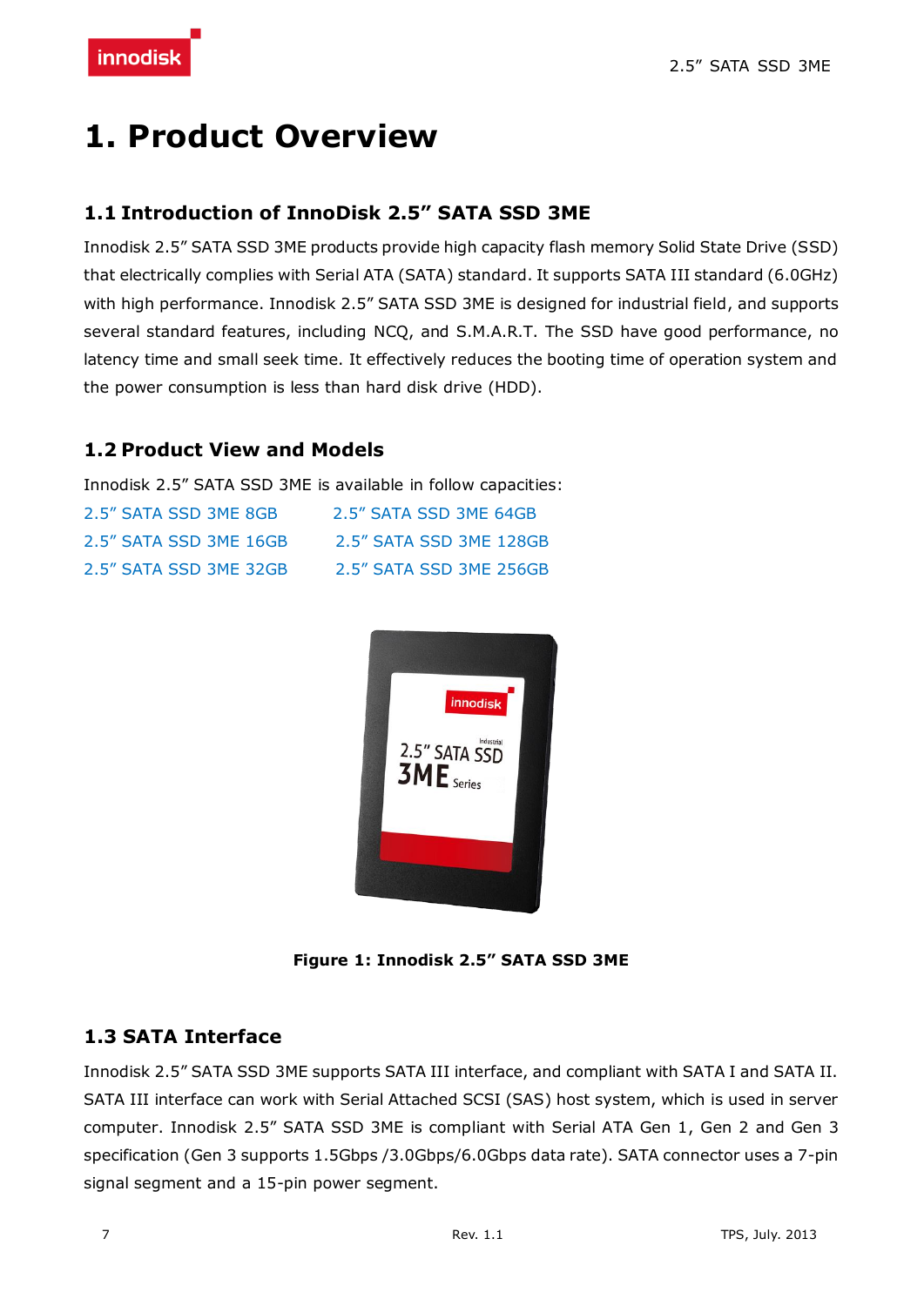# 1. Product Overview

## 1.1 Introduction of InnoDisk 2.5" SATA SSD 3ME

Innodisk 2.5" SATA SSD 3ME products provide high capacity flash memory Solid State Drive (SSD) that electrically complies with Serial ATA (SATA) standard. It supports SATA III standard (6.0GHz) with high performance. Innodisk 2.5" SATA SSD 3ME is designed for industrial field, and supports several standard features, including NCQ, and S.M.A.R.T. The SSD have good performance, no latency time and small seek time. It effectively reduces the booting time of operation system and the power consumption is less than hard disk drive (HDD).

## 1.2 Product View and Models

Innodisk 2.5" SATA SSD 3ME is available in follow capacities:

- 2.5" SATA SSD 3ME 8GB
- 2.5" SATA SSD 3ME 16GB
- 2.5" SATA SSD 3ME 32GB
- 2.5" SATA SSD 3ME 64GB
- 2.5" SATA SSD 3ME 128GB
- 2.5" SATA SSD 3ME 256GB

**Figure 1: Innodisk 2.5" SATA SSD 3ME**

## 1.3 SATA Interface

Innodisk 2.5" SATA SSD 3ME supports SATA III interface, and compliant with SATA I and SATA II. SATA III interface can work with Serial Attached SCSI (SAS) host system, which is used in server computer. Innodisk 2.5" SATA SSD 3ME is compliant with Serial ATA Gen 1, Gen 2 and Gen 3 specification (Gen 3 supports 1.5Gbps /3.0Gbps/6.0Gbps data rate). SATA connector uses a 7-pin signal segment and a 15-pin power segment.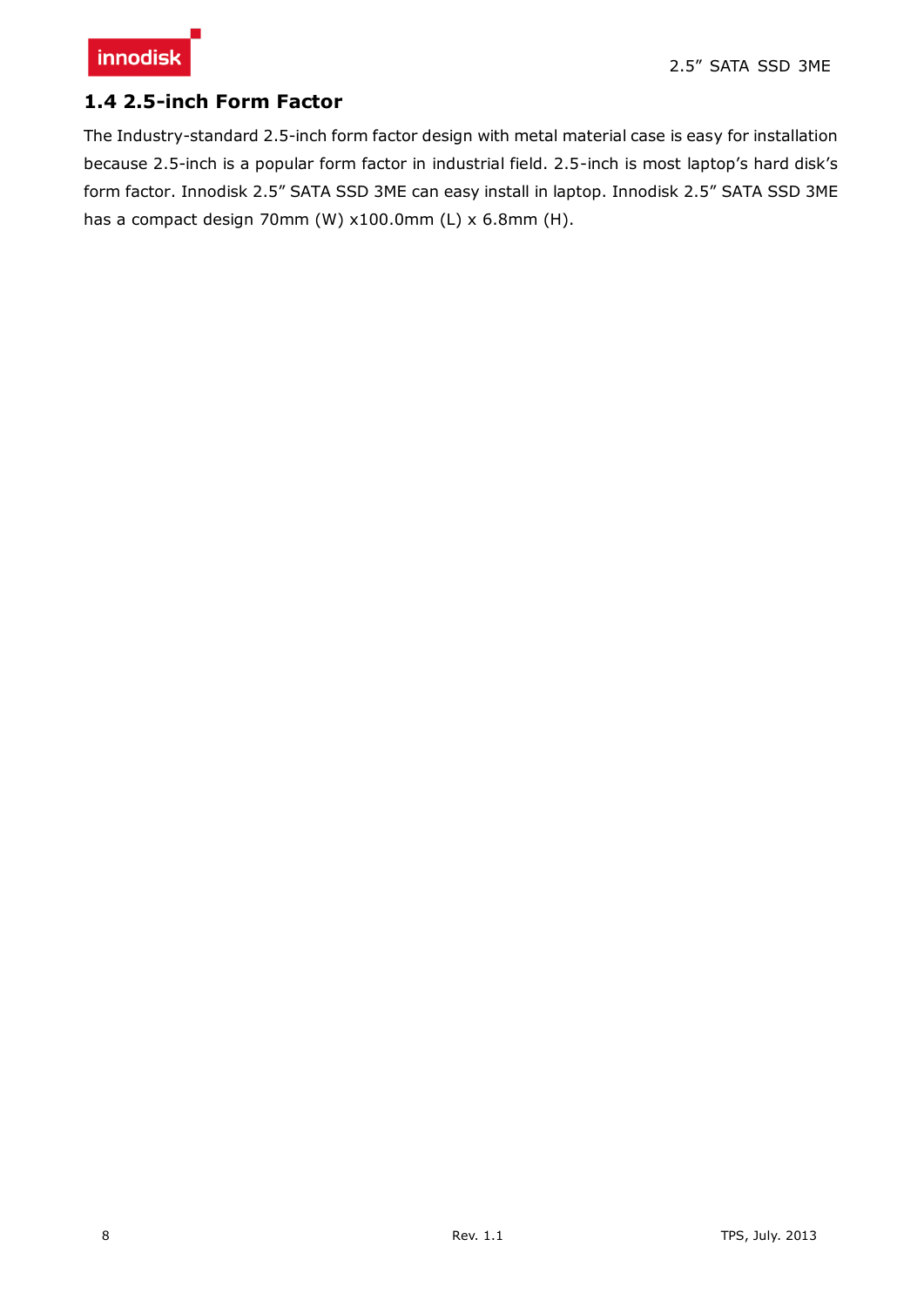## 1.4 2.5-inch Form Factor

The Industry-standard 2.5-inch form factor design with metal material case is easy for installation because 2.5-inch is a popular form factor in industrial field. 2.5-inch is most laptop's hard disk's form factor. Innodisk 2.5" SATA SSD 3ME can easy install in laptop. Innodisk 2.5" SATA SSD 3ME has a compact design 70mm (W) x100.0mm (L) x 6.8mm (H).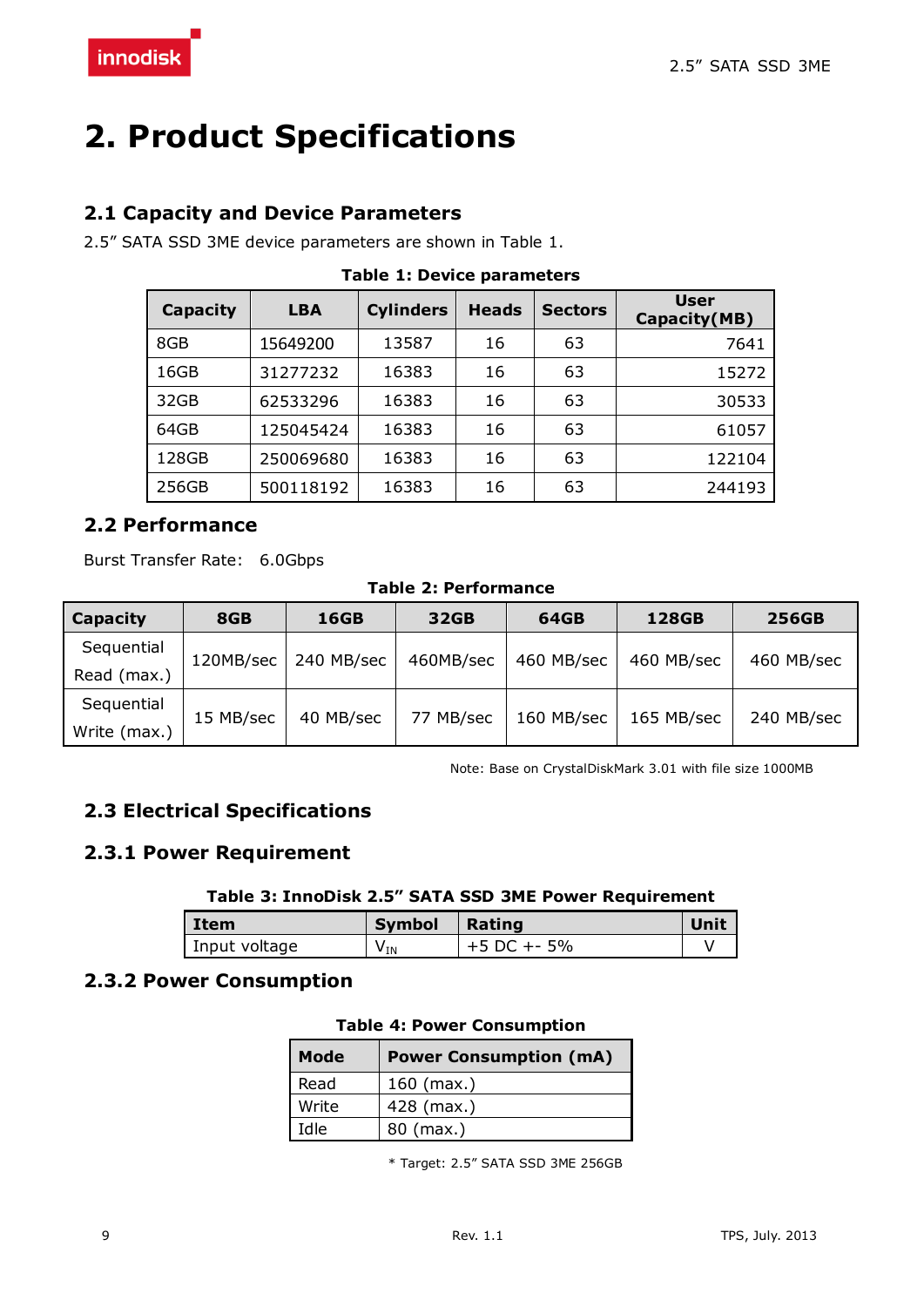# 2. Product Specifications

## 2.1 Capacity and Device Parameters

2.5" SATA SSD 3ME device parameters are shown in Table 1.

**Table 1: Device parameters**

| Capacity | LBA | Cylinders | Heads | Sectors | User Capacity(MB) |
|---|---|---|---|---|---|
| 8GB | 15649200 | 13587 | 16 | 63 | 7641 |
| 16GB | 31277232 | 16383 | 16 | 63 | 15272 |
| 32GB | 62533296 | 16383 | 16 | 63 | 30533 |
| 64GB | 125045424 | 16383 | 16 | 63 | 61057 |
| 128GB | 250069680 | 16383 | 16 | 63 | 122104 |
| 256GB | 500118192 | 16383 | 16 | 63 | 244193 |

## 2.2 Performance

Burst Transfer Rate: 6.0Gbps

**Table 2: Performance**

| Capacity | 8GB | 16GB | 32GB | 64GB | 128GB | 256GB |
|---|---|---|---|---|---|---|
| Sequential Read (max.) | 120MB/sec | 240 MB/sec | 460MB/sec | 460 MB/sec | 460 MB/sec | 460 MB/sec |
| Sequential Write (max.) | 15 MB/sec | 40 MB/sec | 77 MB/sec | 160 MB/sec | 165 MB/sec | 240 MB/sec |

Note: Base on CrystalDiskMark 3.01 with file size 1000MB

## 2.3 Electrical Specifications

### 2.3.1 Power Requirement

**Table 3: InnoDisk 2.5" SATA SSD 3ME Power Requirement**

| Item | Symbol | Rating | Unit |
|---|---|---|---|
| Input voltage | $V_{IN}$ | +5 DC +- 5% | V |

### 2.3.2 Power Consumption

**Table 4: Power Consumption**

| Mode | Power Consumption (mA) |
|---|---|
| Read | 160 (max.) |
| Write | 428 (max.) |
| Idle | 80 (max.) |

* Target: 2.5" SATA SSD 3ME 256GB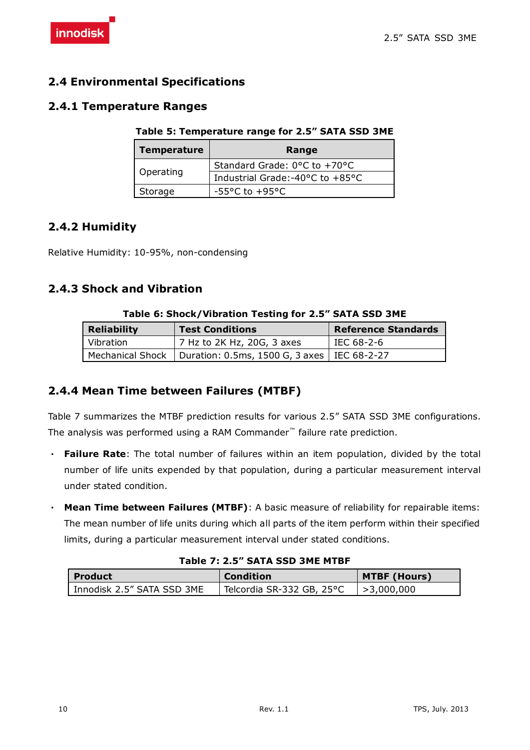## 2.4 Environmental Specifications

### 2.4.1 Temperature Ranges

**Table 5: Temperature range for 2.5" SATA SSD 3ME**

| Temperature | Range |
|---|---|
| Operating | Standard Grade: 0°C to +70°C |
| | Industrial Grade:-40°C to +85°C |
| Storage | -55°C to +95°C |

### 2.4.2 Humidity

Relative Humidity: 10-95%, non-condensing

### 2.4.3 Shock and Vibration

**Table 6: Shock/Vibration Testing for 2.5" SATA SSD 3ME**

| Reliability | Test Conditions | Reference Standards |
|---|---|---|
| Vibration | 7 Hz to 2K Hz, 20G, 3 axes | IEC 68-2-6 |
| Mechanical Shock | Duration: 0.5ms, 1500 G, 3 axes | IEC 68-2-27 |

### 2.4.4 Mean Time between Failures (MTBF)

Table 7 summarizes the MTBF prediction results for various 2.5" SATA SSD 3ME configurations. The analysis was performed using a RAM Commander™ failure rate prediction.

- **Failure Rate**: The total number of failures within an item population, divided by the total number of life units expended by that population, during a particular measurement interval under stated condition.
- **Mean Time between Failures (MTBF)**: A basic measure of reliability for repairable items: The mean number of life units during which all parts of the item perform within their specified limits, during a particular measurement interval under stated conditions.

**Table 7: 2.5" SATA SSD 3ME MTBF**

| Product | Condition | MTBF (Hours) |
|---|---|---|
| Innodisk 2.5" SATA SSD 3ME | Telcordia SR-332 GB, 25°C | >3,000,000 |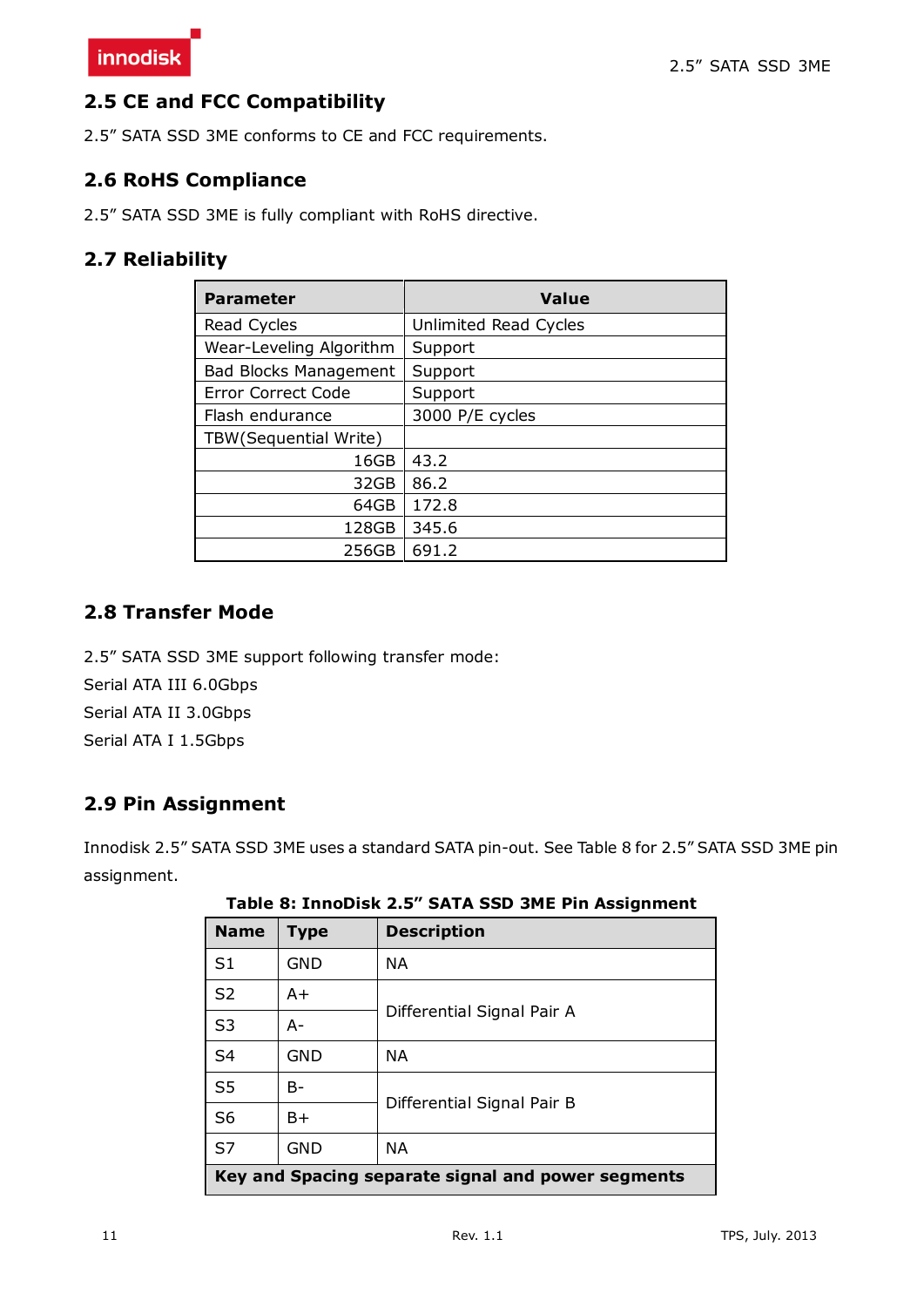## 2.5 CE and FCC Compatibility

2.5" SATA SSD 3ME conforms to CE and FCC requirements.

## 2.6 RoHS Compliance

2.5" SATA SSD 3ME is fully compliant with RoHS directive.

## 2.7 Reliability

| Parameter | Value |
|---|---|
| Read Cycles | Unlimited Read Cycles |
| Wear-Leveling Algorithm | Support |
| Bad Blocks Management | Support |
| Error Correct Code | Support |
| Flash endurance | 3000 P/E cycles |
| TBW(Sequential Write) | |
| 16GB | 43.2 |
| 32GB | 86.2 |
| 64GB | 172.8 |
| 128GB | 345.6 |
| 256GB | 691.2 |

## 2.8 Transfer Mode

2.5" SATA SSD 3ME support following transfer mode:

Serial ATA III 6.0Gbps

Serial ATA II 3.0Gbps

Serial ATA I 1.5Gbps

## 2.9 Pin Assignment

Innodisk 2.5" SATA SSD 3ME uses a standard SATA pin-out. See Table 8 for 2.5" SATA SSD 3ME pin assignment.

**Table 8: InnoDisk 2.5" SATA SSD 3ME Pin Assignment**

| Name | Type | Description |
|---|---|---|
| S1 | GND | NA |
| S2 | A+ | Differential Signal Pair A |
| S3 | A- | |
| S4 | GND | NA |
| S5 | B- | Differential Signal Pair B |
| S6 | B+ | |
| S7 | GND | NA |
| **Key and Spacing separate signal and power segments** | | |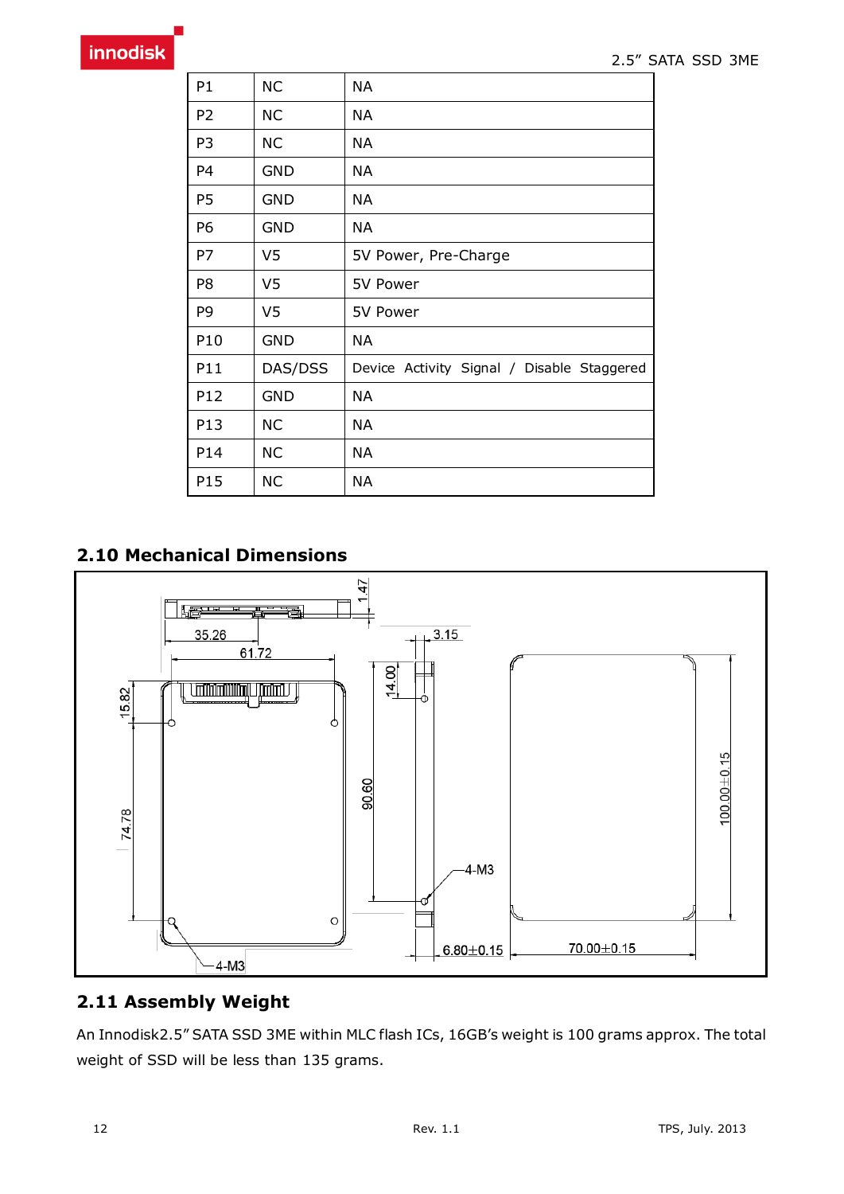| P1 | NC | NA |
|---|---|---|
| P2 | NC | NA |
| P3 | NC | NA |
| P4 | GND | NA |
| P5 | GND | NA |
| P6 | GND | NA |
| P7 | V5 | 5V Power, Pre-Charge |
| P8 | V5 | 5V Power |
| P9 | V5 | 5V Power |
| P10 | GND | NA |
| P11 | DAS/DSS | Device Activity Signal / Disable Staggered |
| P12 | GND | NA |
| P13 | NC | NA |
| P14 | NC | NA |
| P15 | NC | NA |

## 2.10 Mechanical Dimensions

1.47
35.26
61.72
3.15
14.00
15.82
90.60
74.78
100.00±0.15
4-M3
4-M3
6.80±0.15
70.00±0.15

## 2.11 Assembly Weight

An Innodisk2.5" SATA SSD 3ME within MLC flash ICs, 16GB's weight is 100 grams approx. The total weight of SSD will be less than 135 grams.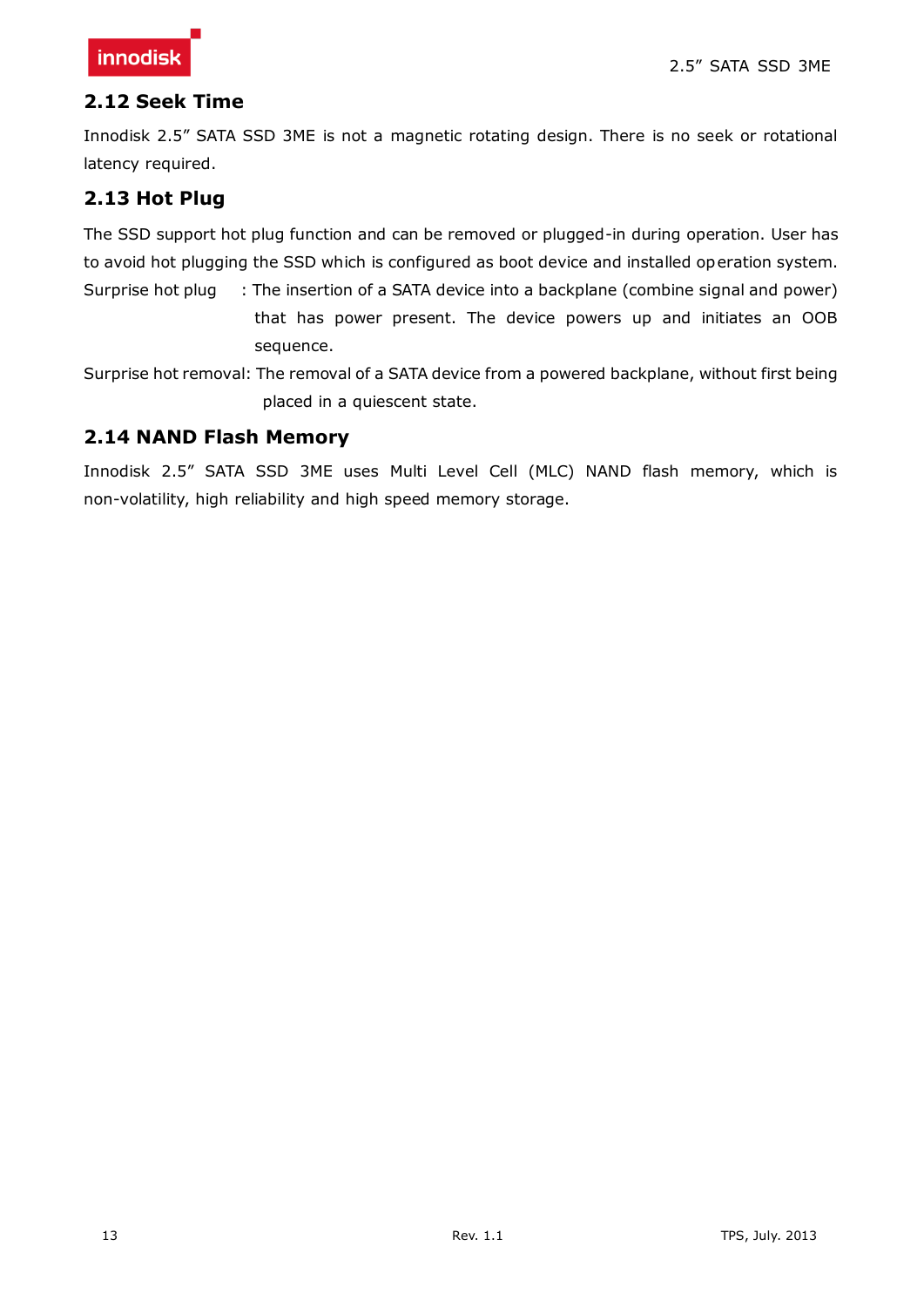## 2.12 Seek Time

Innodisk 2.5" SATA SSD 3ME is not a magnetic rotating design. There is no seek or rotational latency required.

## 2.13 Hot Plug

The SSD support hot plug function and can be removed or plugged-in during operation. User has to avoid hot plugging the SSD which is configured as boot device and installed operation system.

Surprise hot plug : The insertion of a SATA device into a backplane (combine signal and power) that has power present. The device powers up and initiates an OOB sequence.

Surprise hot removal: The removal of a SATA device from a powered backplane, without first being placed in a quiescent state.

## 2.14 NAND Flash Memory

Innodisk 2.5" SATA SSD 3ME uses Multi Level Cell (MLC) NAND flash memory, which is non-volatility, high reliability and high speed memory storage.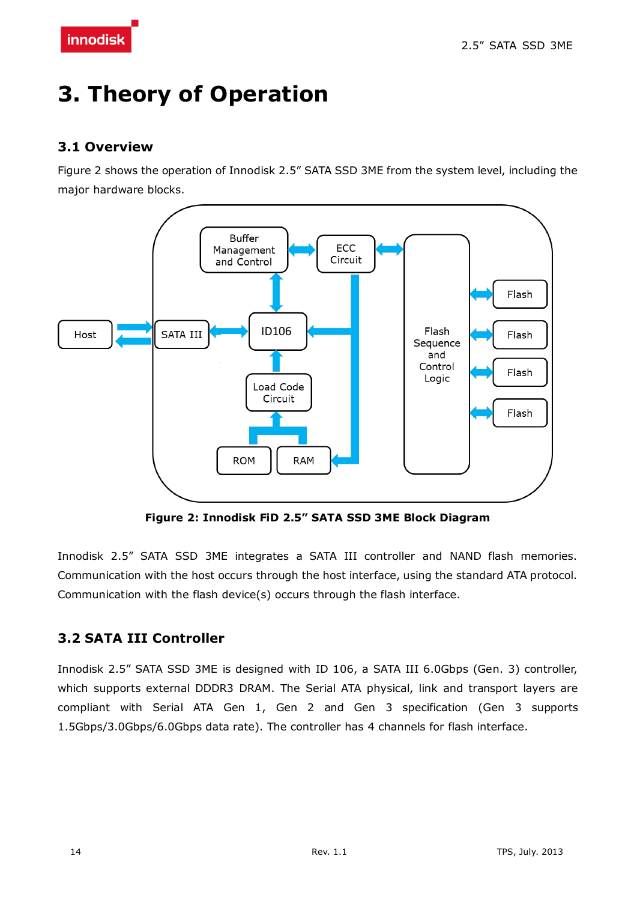# 3. Theory of Operation

## 3.1 Overview

Figure 2 shows the operation of Innodisk 2.5" SATA SSD 3ME from the system level, including the major hardware blocks.

**Figure 2: Innodisk FiD 2.5" SATA SSD 3ME Block Diagram**

Innodisk 2.5" SATA SSD 3ME integrates a SATA III controller and NAND flash memories. Communication with the host occurs through the host interface, using the standard ATA protocol. Communication with the flash device(s) occurs through the flash interface.

## 3.2 SATA III Controller

Innodisk 2.5" SATA SSD 3ME is designed with ID 106, a SATA III 6.0Gbps (Gen. 3) controller, which supports external DDDR3 DRAM. The Serial ATA physical, link and transport layers are compliant with Serial ATA Gen 1, Gen 2 and Gen 3 specification (Gen 3 supports 1.5Gbps/3.0Gbps/6.0Gbps data rate). The controller has 4 channels for flash interface.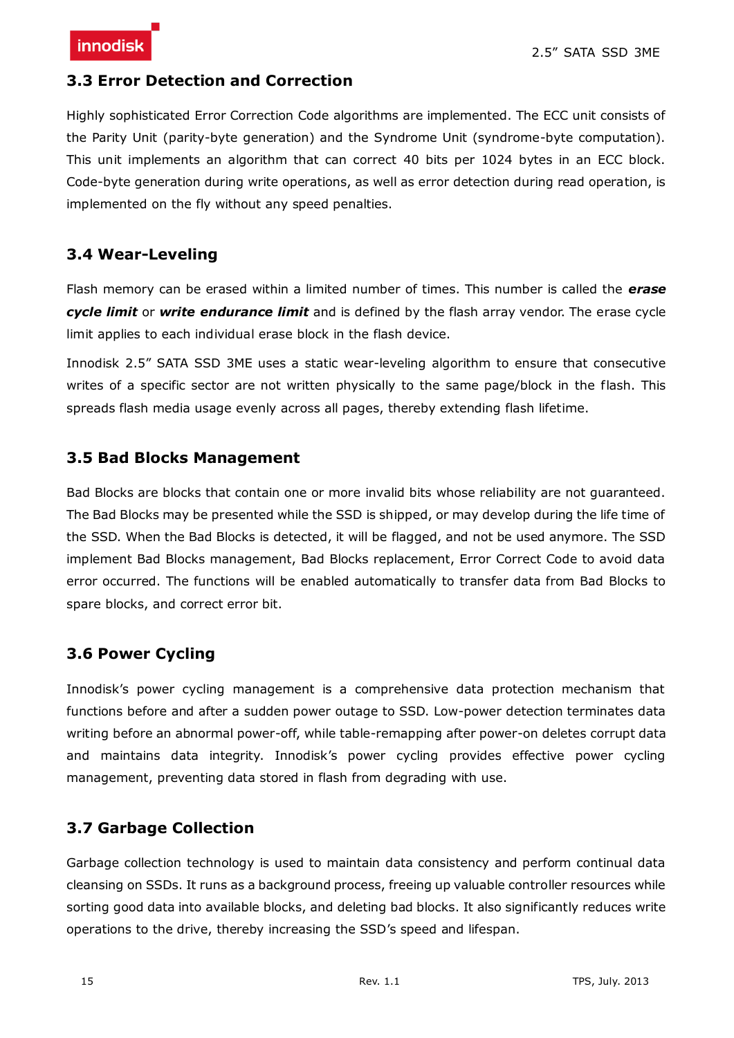## 3.3 Error Detection and Correction

Highly sophisticated Error Correction Code algorithms are implemented. The ECC unit consists of the Parity Unit (parity-byte generation) and the Syndrome Unit (syndrome-byte computation). This unit implements an algorithm that can correct 40 bits per 1024 bytes in an ECC block. Code-byte generation during write operations, as well as error detection during read operation, is implemented on the fly without any speed penalties.

## 3.4 Wear-Leveling

Flash memory can be erased within a limited number of times. This number is called the ***erase cycle limit*** or ***write endurance limit*** and is defined by the flash array vendor. The erase cycle limit applies to each individual erase block in the flash device.

Innodisk 2.5" SATA SSD 3ME uses a static wear-leveling algorithm to ensure that consecutive writes of a specific sector are not written physically to the same page/block in the flash. This spreads flash media usage evenly across all pages, thereby extending flash lifetime.

## 3.5 Bad Blocks Management

Bad Blocks are blocks that contain one or more invalid bits whose reliability are not guaranteed. The Bad Blocks may be presented while the SSD is shipped, or may develop during the life time of the SSD. When the Bad Blocks is detected, it will be flagged, and not be used anymore. The SSD implement Bad Blocks management, Bad Blocks replacement, Error Correct Code to avoid data error occurred. The functions will be enabled automatically to transfer data from Bad Blocks to spare blocks, and correct error bit.

## 3.6 Power Cycling

Innodisk's power cycling management is a comprehensive data protection mechanism that functions before and after a sudden power outage to SSD. Low-power detection terminates data writing before an abnormal power-off, while table-remapping after power-on deletes corrupt data and maintains data integrity. Innodisk's power cycling provides effective power cycling management, preventing data stored in flash from degrading with use.

## 3.7 Garbage Collection

Garbage collection technology is used to maintain data consistency and perform continual data cleansing on SSDs. It runs as a background process, freeing up valuable controller resources while sorting good data into available blocks, and deleting bad blocks. It also significantly reduces write operations to the drive, thereby increasing the SSD's speed and lifespan.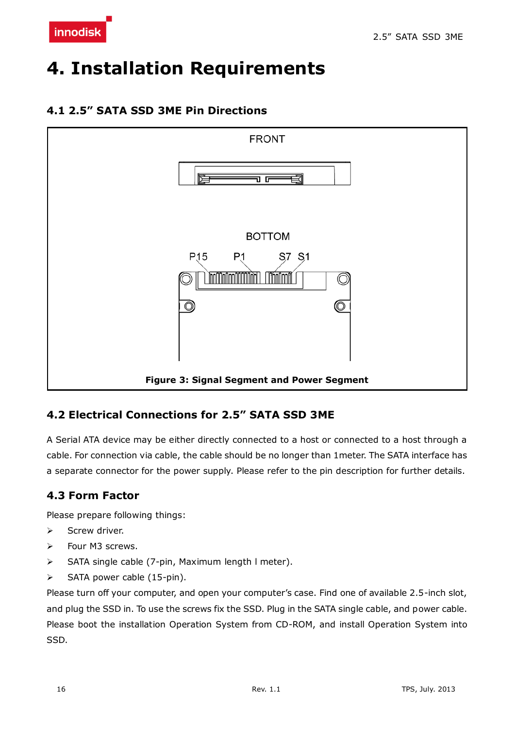# 4. Installation Requirements

## 4.1 2.5" SATA SSD 3ME Pin Directions

FRONT

BOTTOM

P15 P1 S7 S1

**Figure 3: Signal Segment and Power Segment**

## 4.2 Electrical Connections for 2.5" SATA SSD 3ME

A Serial ATA device may be either directly connected to a host or connected to a host through a cable. For connection via cable, the cable should be no longer than 1meter. The SATA interface has a separate connector for the power supply. Please refer to the pin description for further details.

## 4.3 Form Factor

Please prepare following things:

- Screw driver.
- Four M3 screws.
- SATA single cable (7-pin, Maximum length l meter).
- SATA power cable (15-pin).

Please turn off your computer, and open your computer's case. Find one of available 2.5-inch slot, and plug the SSD in. To use the screws fix the SSD. Plug in the SATA single cable, and power cable. Please boot the installation Operation System from CD-ROM, and install Operation System into SSD.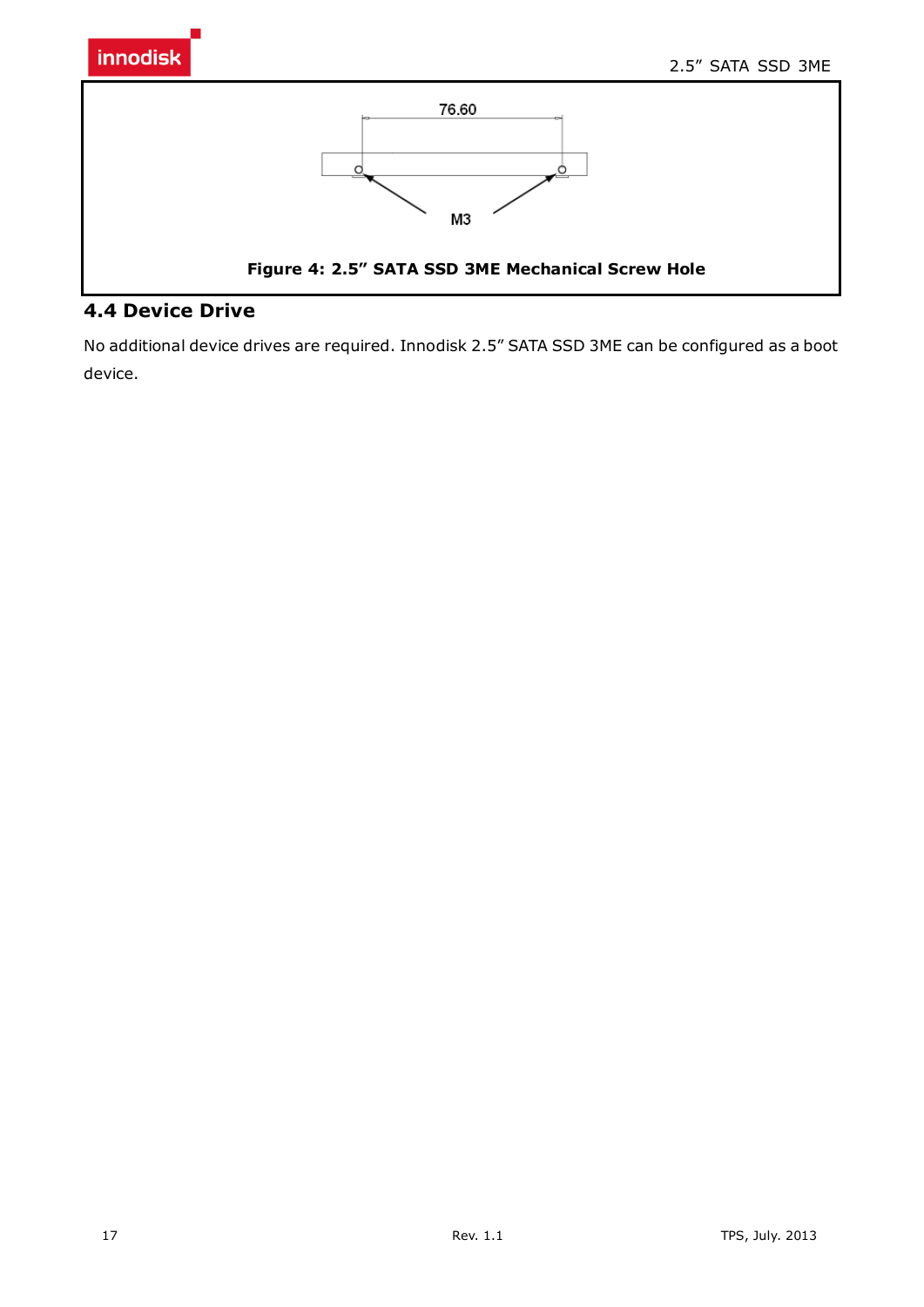76.60

M3

**Figure 4: 2.5" SATA SSD 3ME Mechanical Screw Hole**

## 4.4 Device Drive

No additional device drives are required. Innodisk 2.5" SATA SSD 3ME can be configured as a boot device.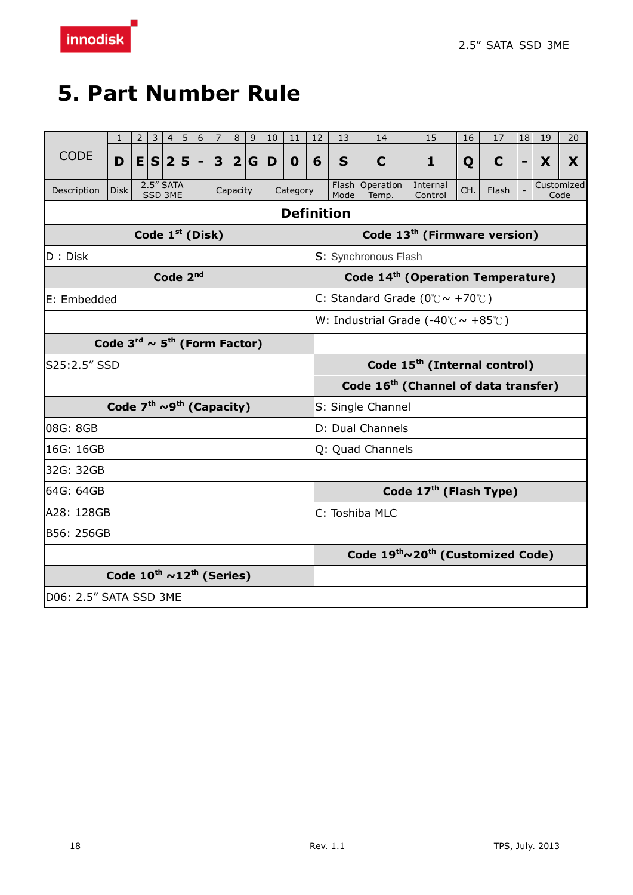# 5. Part Number Rule

| CODE | 1 | 2 | 3 | 4 | 5 | 6 | 7 | 8 | 9 | 10 | 11 | 12 | 13 | 14 | 15 | 16 | 17 | 18 | 19 | 20 |
|---|---|---|---|---|---|---|---|---|---|---|---|---|---|---|---|---|---|---|---|---|
| | **D** | **E** | **S** | **2** | **5** | **-** | **3** | **2** | **G** | **D** | **0** | **6** | **S** | **C** | **1** | **Q** | **C** | **-** | **X** | **X** |
| Description | Disk | 2.5" SATA SSD 3ME | | | | | Capacity | | | Category | | | Flash Mode | Operation Temp. | Internal Control | CH. | Flash | - | Customized Code | |

**Definition**

| Code 1st (Disk) | Code 13th (Firmware version) |
|---|---|
| D : Disk | S: Synchronous Flash |
| **Code 2nd** | **Code 14th (Operation Temperature)** |
| E: Embedded | C: Standard Grade (0℃ ~ +70℃) |
| | W: Industrial Grade (-40℃ ~ +85℃) |
| **Code 3rd ~ 5th (Form Factor)** | |
| S25:2.5" SSD | **Code 15th (Internal control)** |
| | **Code 16th (Channel of data transfer)** |
| **Code 7th ~9th (Capacity)** | S: Single Channel |
| 08G: 8GB | D: Dual Channels |
| 16G: 16GB | Q: Quad Channels |
| 32G: 32GB | |
| 64G: 64GB | **Code 17th (Flash Type)** |
| A28: 128GB | C: Toshiba MLC |
| B56: 256GB | |
| | **Code 19th~20th (Customized Code)** |
| **Code 10th ~12th (Series)** | |
| D06: 2.5" SATA SSD 3ME | |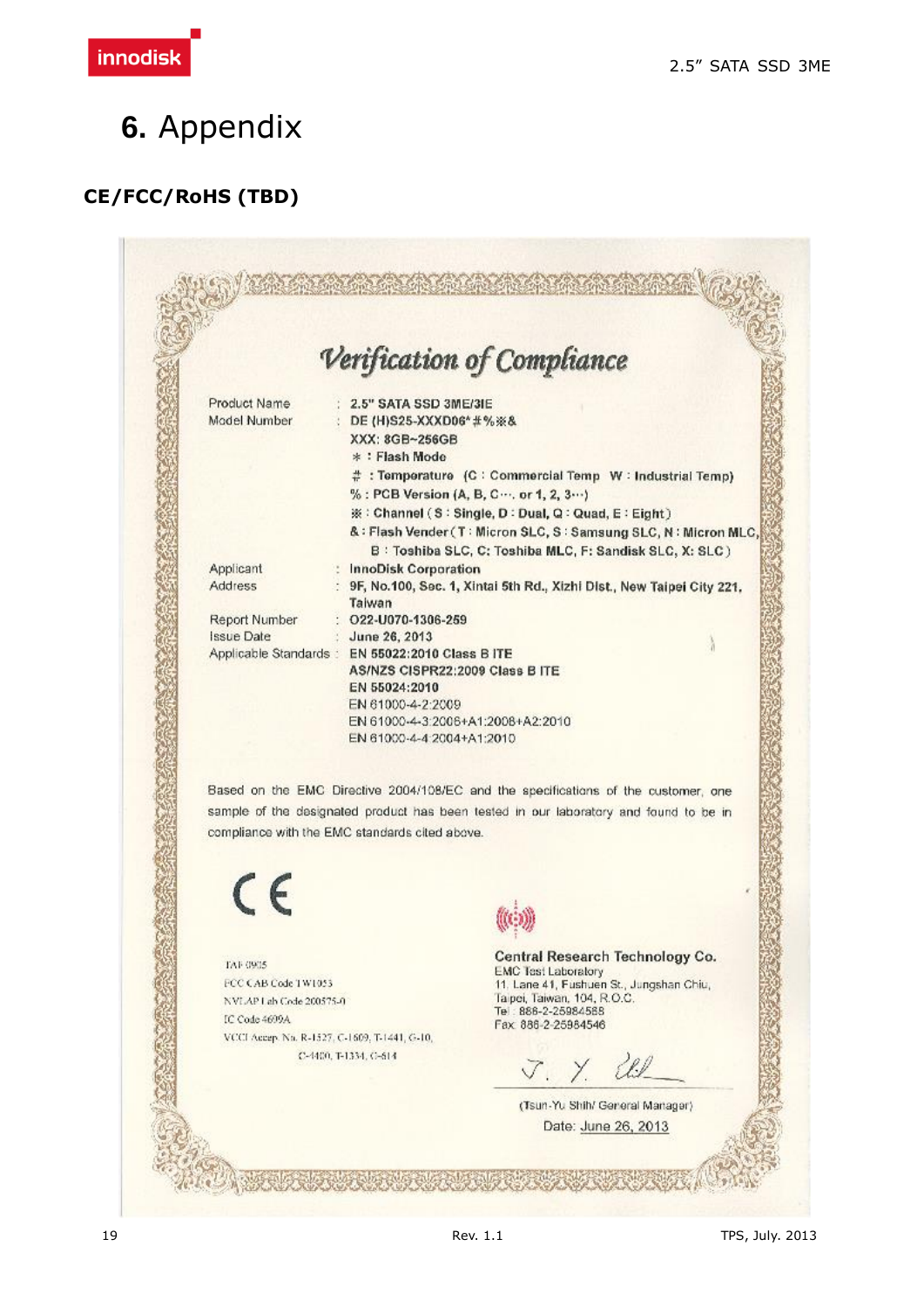# 6. Appendix

## CE/FCC/RoHS (TBD)

### Verification of Compliance

| | | |
|---|---|---|
| Product Name | : | 2.5" SATA SSD 3ME/3IE |
| Model Number | : | DE (H)S25-XXXD06*#%※& |
| | | XXX: 8GB~256GB |
| | | ＊: Flash Mode |
| | | ＃: Temperature (C : Commercial Temp W : Industrial Temp) |
| | | %: PCB Version (A, B, C… or 1, 2, 3…) |
| | | ※: Channel (S : Single, D : Dual, Q : Quad, E : Eight) |
| | | &: Flash Vender (T : Micron SLC, S : Samsung SLC, N : Micron MLC, B : Toshiba SLC, C: Toshiba MLC, F: Sandisk SLC, X: SLC) |
| Applicant | : | InnoDisk Corporation |
| Address | : | 9F, No.100, Sec. 1, Xintai 5th Rd., Xizhi Dist., New Taipei City 221, Taiwan |
| Report Number | : | O22-U070-1306-259 |
| Issue Date | : | June 26, 2013 |
| Applicable Standards | : | EN 55022:2010 Class B ITE |
| | | AS/NZS CISPR22:2009 Class B ITE |
| | | EN 55024:2010 |
| | | EN 61000-4-2:2009 |
| | | EN 61000-4-3:2006+A1:2008+A2:2010 |
| | | EN 61000-4-4:2004+A1:2010 |

Based on the EMC Directive 2004/108/EC and the specifications of the customer, one sample of the designated product has been tested in our laboratory and found to be in compliance with the EMC standards cited above.

CE

TAF 0905
FCC CAB Code TW1053
NVLAP Lab Code 200575-0
IC Code 4699A
VCCI Accep. No. R-1527, C-1609, T-1441, G-10, C-4420, T-1334, G-614

**Central Research Technology Co.**
EMC Test Laboratory
11, Lane 41, Fushuen St., Jungshan Chiu, Taipei, Taiwan, 104, R.O.C.
Tel : 886-2-25984588
Fax: 886-2-25984546

(Tsun-Yu Shih/ General Manager)
Date: June 26, 2013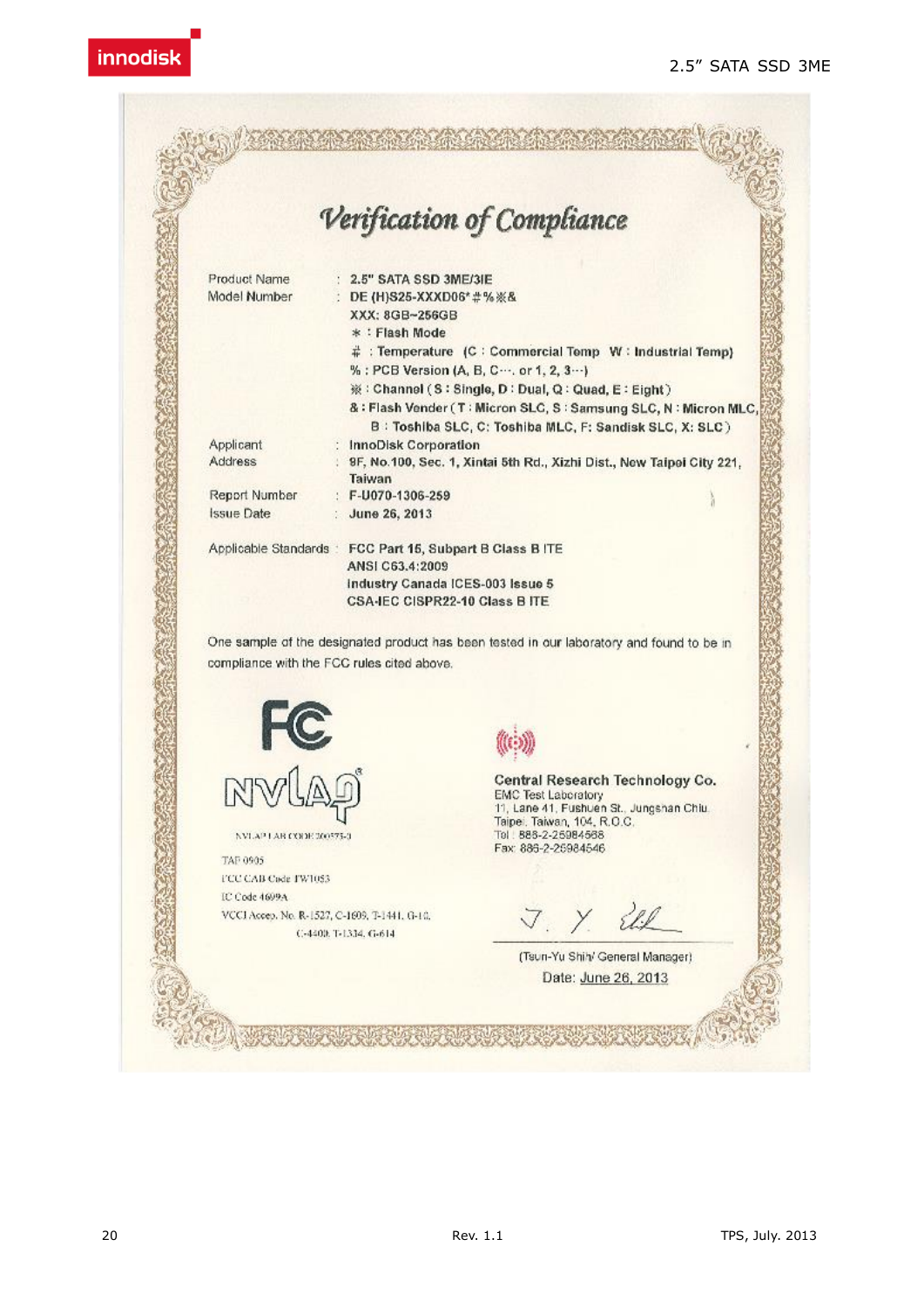# Verification of Compliance

| | | |
|---|---|---|
| Product Name | : | 2.5" SATA SSD 3ME/3IE |
| Model Number | : | DE (H)S25-XXXD06*＃%※& |
| | | XXX: 8GB~256GB |
| | | ＊：Flash Mode |
| | | ＃：Temperature (C：Commercial Temp W：Industrial Temp) |
| | | %：PCB Version (A, B, C…. or 1, 2, 3…) |
| | | ※：Channel (S：Single, D：Dual, Q：Quad, E：Eight) |
| | | &：Flash Vender (T：Micron SLC, S：Samsung SLC, N：Micron MLC, B：Toshiba SLC, C: Toshiba MLC, F: Sandisk SLC, X: SLC) |
| Applicant | : | InnoDisk Corporation |
| Address | : | 9F, No.100, Sec. 1, Xintai 5th Rd., Xizhi Dist., New Taipei City 221, Taiwan |
| Report Number | : | F-U070-1306-259 |
| Issue Date | : | June 26, 2013 |
| Applicable Standards | : | FCC Part 15, Subpart B Class B ITE<br>ANSI C63.4:2009<br>Industry Canada ICES-003 Issue 5<br>CSA-IEC CISPR22-10 Class B ITE |

One sample of the designated product has been tested in our laboratory and found to be in compliance with the FCC rules cited above.

NVLAP LAB CODE 200573-0

TAF 0905

FCC CAB Code TW1053

IC Code 4699A

VCCI Accep. No. R-1527, C-1609, T-1441, G-10, C-4409, T-1334, G-614

**Central Research Technology Co.**

EMC Test Laboratory

11, Lane 41, Fushuen St., Jungshan Chiu, Taipei, Taiwan, 104, R.O.C.

Tel : 886-2-25984568

Fax: 886-2-25984546

(Tsun-Yu Shih/ General Manager)

Date: June 26, 2013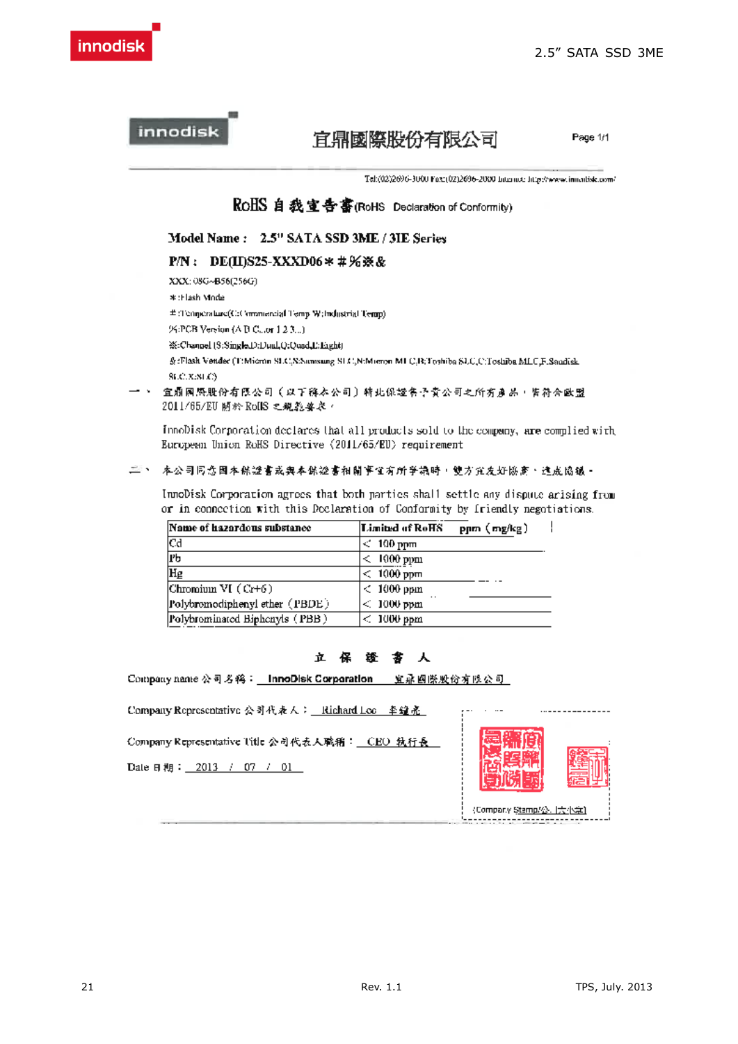innodisk

宜鼎國際股份有限公司

Page 1/1

Tel:(02)2696-3000 Fax:(02)2696-2000 Internet: http://www.innodisk.com/

## RoHS 自我宣告書(RoHS Declaration of Conformity)

**Model Name： 2.5" SATA SSD 3ME / 3IE Series**

**P/N： DE(II)S25-XXXD06＊＃%※&**

XXX: 08G~B56(256G)

＊:Flash Mode

＃:Temperature(C:Commercial Temp W:Industrial Temp)

%:PCB Version (A B C...or 1 2 3...)

※:Channel (S:Single,D:Dual,Q:Quad,E:Eight)

&:Flash Vender (T:Micron SLC,N:Samsung SLC,N:Micron MLC,B:Toshiba SLC,C:Toshiba MLC,F,Sandisk SLC,X:SLC)

一、 宜鼎國際股份有限公司（以下稱本公司）特此保證售予貴公司之所有產品，皆符合歐盟2011/65/EU 關於 RoHS 之規範要求。

InnoDisk Corporation declares that all products sold to the company, are complied with European Union RoHS Directive (2011/65/EU) requirement

二、 本公司同意因本保證書或與本保證書相關事宜有所爭議時，雙方宜友好協商，達成協議。

InnoDisk Corporation agrees that both parties shall settle any dispute arising from or in connection with this Declaration of Conformity by friendly negotiations.

| Name of hazardous substance | Limited of RoHS ppm (mg/kg) |
|---|---|
| Cd | < 100 ppm |
| Pb | < 1000 ppm |
| Hg | < 1000 ppm |
| Chromium VI (Cr+6) | < 1000 ppm |
| Polybromodiphenyl ether (PBDE) | < 1000 ppm |
| Polybrominated Biphenyls (PBB) | < 1000 ppm |

立 保 證 書 人

Company name 公司名稱： InnoDisk Corporation 宜鼎國際股份有限公司

Company Representative 公司代表人： Richard Lee 李鎮亮

Company Representative Title 公司代表人職稱： CEO 執行長

Date 日期： 2013 / 07 / 01

(Company Stamp/公司大小章)